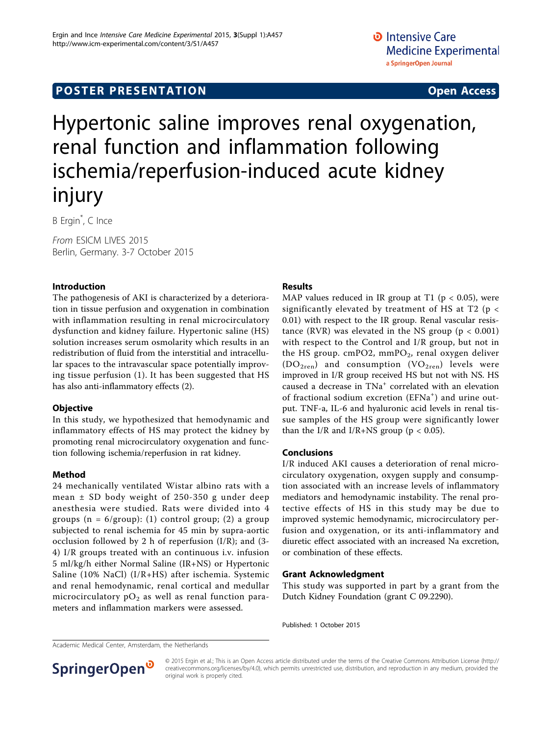POSTER PRESENTATION Open Access

# Hypertonic saline improves renal oxygenation, renal function and inflammation following ischemia/reperfusion-induced acute kidney injury

B Ergin*, C Ince

*From* ESICM LIVES 2015
Berlin, Germany. 3-7 October 2015

## Introduction

The pathogenesis of AKI is characterized by a deterioration in tissue perfusion and oxygenation in combination with inflammation resulting in renal microcirculatory dysfunction and kidney failure. Hypertonic saline (HS) solution increases serum osmolarity which results in an redistribution of fluid from the interstitial and intracellular spaces to the intravascular space potentially improving tissue perfusion (1). It has been suggested that HS has also anti-inflammatory effects (2).

## Objective

In this study, we hypothesized that hemodynamic and inflammatory effects of HS may protect the kidney by promoting renal microcirculatory oxygenation and function following ischemia/reperfusion in rat kidney.

## Method

24 mechanically ventilated Wistar albino rats with a mean ± SD body weight of 250-350 g under deep anesthesia were studied. Rats were divided into 4 groups (n = 6/group): (1) control group; (2) a group subjected to renal ischemia for 45 min by supra-aortic occlusion followed by 2 h of reperfusion (I/R); and (3-4) I/R groups treated with an continuous i.v. infusion 5 ml/kg/h either Normal Saline (IR+NS) or Hypertonic Saline (10% NaCl) (I/R+HS) after ischemia. Systemic and renal hemodynamic, renal cortical and medullar microcirculatory $pO_2$ as well as renal function parameters and inflammation markers were assessed.

## Results

MAP values reduced in IR group at T1 ($p < 0.05$), were significantly elevated by treatment of HS at T2 ($p < 0.01$) with respect to the IR group. Renal vascular resistance (RVR) was elevated in the NS group ($p < 0.001$) with respect to the Control and I/R group, but not in the HS group. cmPO2, $mmPO_2$, renal oxygen deliver ($DO_{2ren}$) and consumption ($VO_{2ren}$) levels were improved in I/R group received HS but not with NS. HS caused a decrease in $TNa^+$ correlated with an elevation of fractional sodium excretion ($EFNa^+$) and urine output. TNF-a, IL-6 and hyaluronic acid levels in renal tissue samples of the HS group were significantly lower than the I/R and I/R+NS group ($p < 0.05$).

## Conclusions

I/R induced AKI causes a deterioration of renal microcirculatory oxygenation, oxygen supply and consumption associated with an increase levels of inflammatory mediators and hemodynamic instability. The renal protective effects of HS in this study may be due to improved systemic hemodynamic, microcirculatory perfusion and oxygenation, or its anti-inflammatory and diuretic effect associated with an increased Na excretion, or combination of these effects.

## Grant Acknowledgment

This study was supported in part by a grant from the Dutch Kidney Foundation (grant C 09.2290).

Published: 1 October 2015

Academic Medical Center, Amsterdam, the Netherlands

© 2015 Ergin et al.; This is an Open Access article distributed under the terms of the Creative Commons Attribution License (http://creativecommons.org/licenses/by/4.0), which permits unrestricted use, distribution, and reproduction in any medium, provided the original work is properly cited.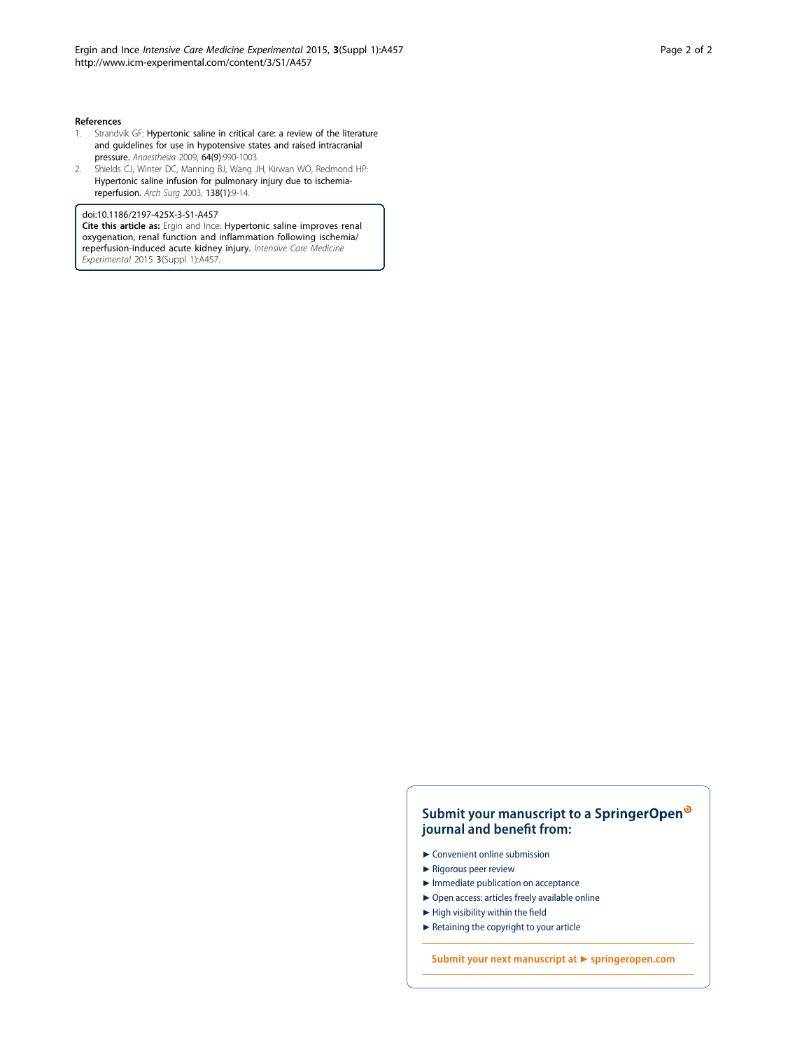### References

1. Strandvik GF: **Hypertonic saline in critical care: a review of the literature and guidelines for use in hypotensive states and raised intracranial pressure.** *Anaesthesia* 2009, **64(9)**:990-1003.
2. Shields CJ, Winter DC, Manning BJ, Wang JH, Kirwan WO, Redmond HP: **Hypertonic saline infusion for pulmonary injury due to ischemia-reperfusion.** *Arch Surg* 2003, **138(1)**:9-14.

doi:10.1186/2197-425X-3-S1-A457

**Cite this article as:** Ergin and Ince: Hypertonic saline improves renal oxygenation, renal function and inflammation following ischemia/reperfusion-induced acute kidney injury. *Intensive Care Medicine Experimental* 2015 **3**(Suppl 1):A457.

**Submit your manuscript to a SpringerOpen journal and benefit from:**

- ► Convenient online submission
- ► Rigorous peer review
- ► Immediate publication on acceptance
- ► Open access: articles freely available online
- ► High visibility within the field
- ► Retaining the copyright to your article

**Submit your next manuscript at ► springeropen.com**